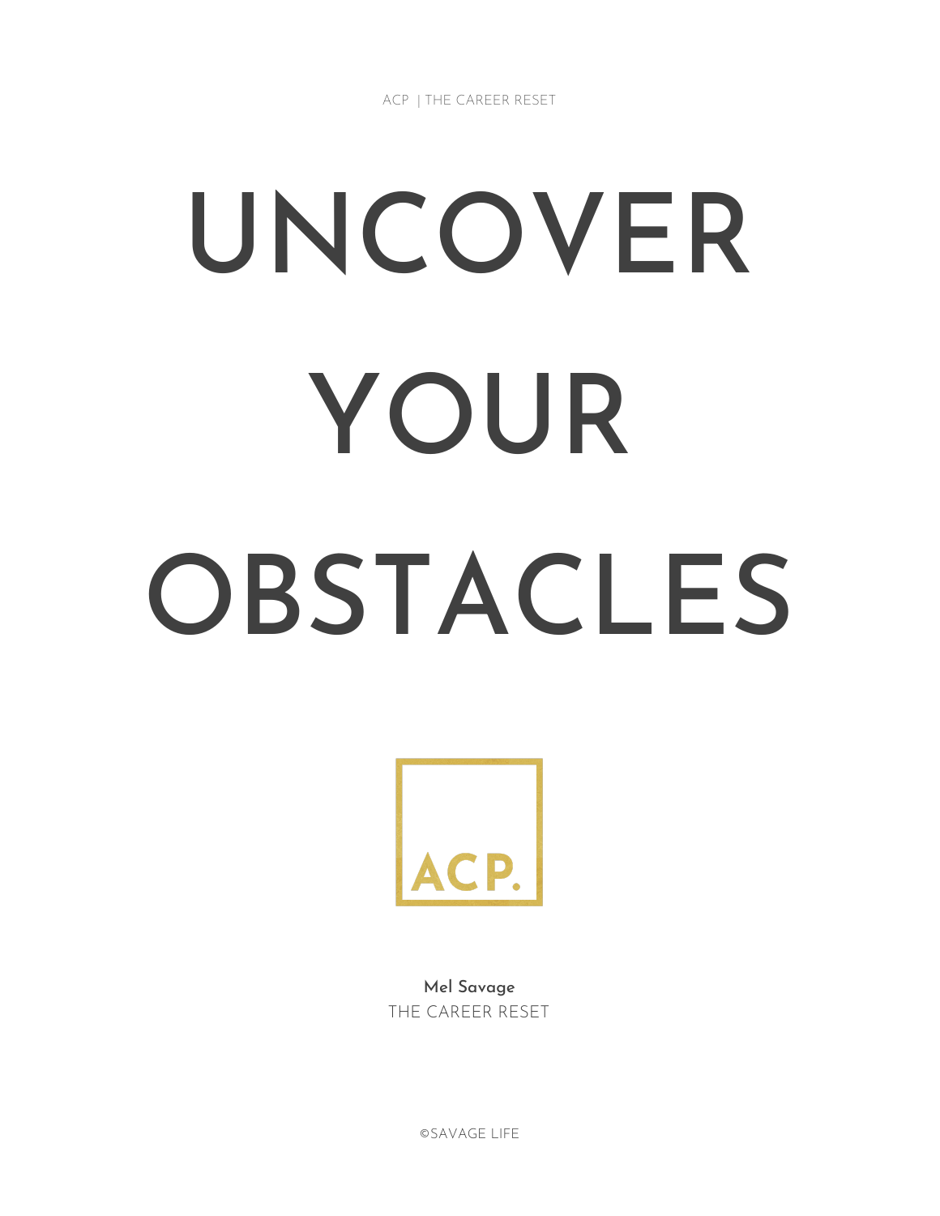ACP | THE CAREER RESET

# UNCOVER YOUR OBSTACLES

ACP.

**Mel Savage**
THE CAREER RESET

©SAVAGE LIFE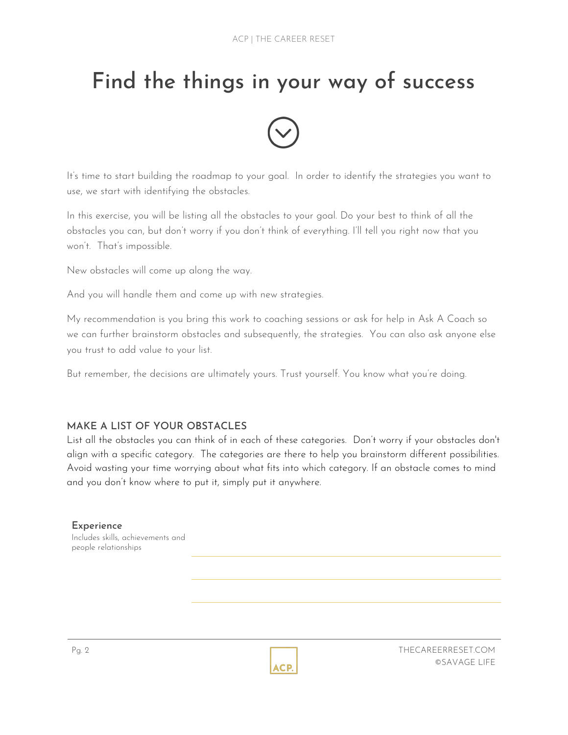# Find the things in your way of success

It's time to start building the roadmap to your goal. In order to identify the strategies you want to use, we start with identifying the obstacles.

In this exercise, you will be listing all the obstacles to your goal. Do your best to think of all the obstacles you can, but don't worry if you don't think of everything. I'll tell you right now that you won't. That's impossible.

New obstacles will come up along the way.

And you will handle them and come up with new strategies.

My recommendation is you bring this work to coaching sessions or ask for help in Ask A Coach so we can further brainstorm obstacles and subsequently, the strategies. You can also ask anyone else you trust to add value to your list.

But remember, the decisions are ultimately yours. Trust yourself. You know what you're doing.

## MAKE A LIST OF YOUR OBSTACLES

List all the obstacles you can think of in each of these categories. Don't worry if your obstacles don't align with a specific category. The categories are there to help you brainstorm different possibilities. Avoid wasting your time worrying about what fits into which category. If an obstacle comes to mind and you don't know where to put it, simply put it anywhere.

**Experience**
Includes skills, achievements and people relationships

___

___

___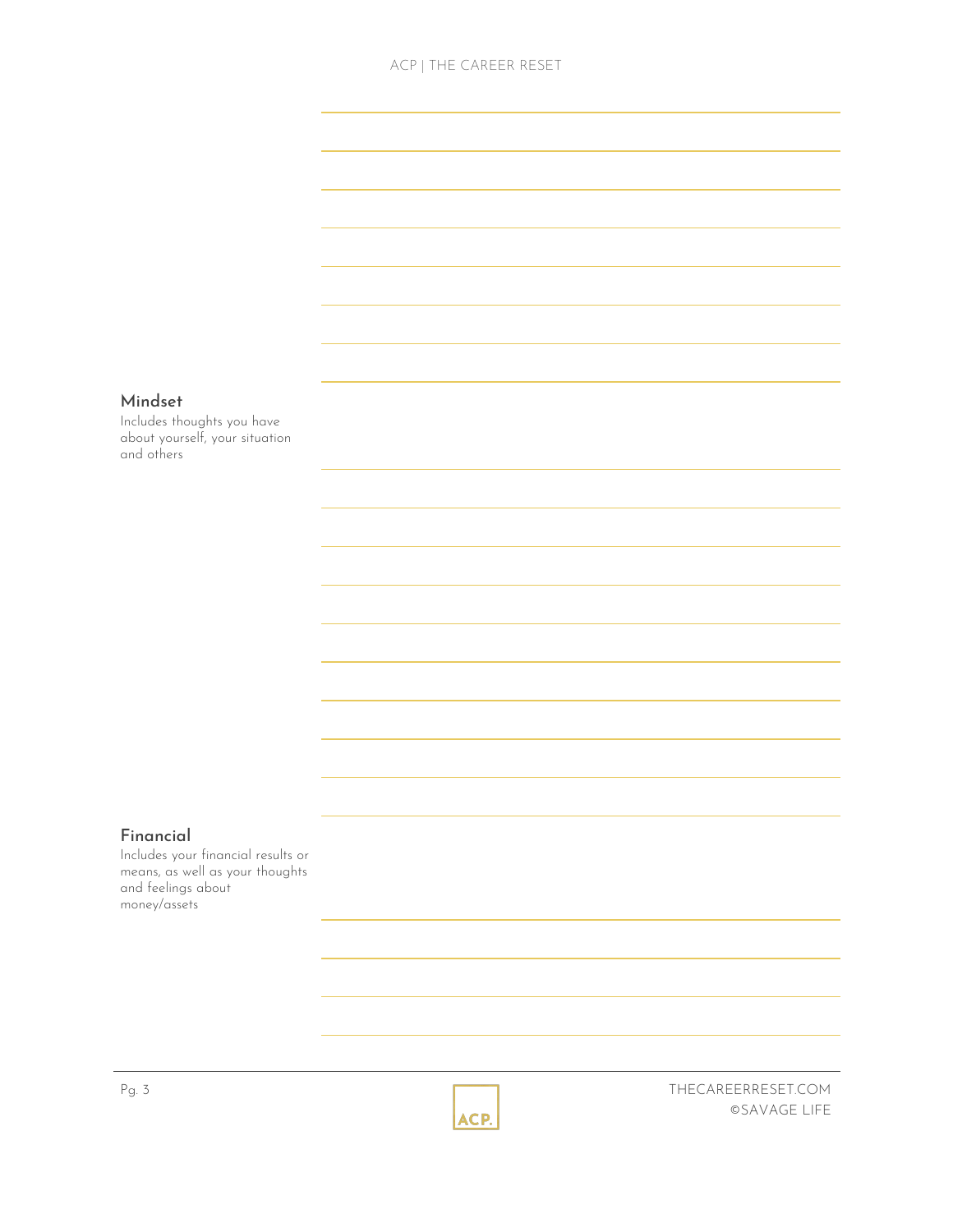**Mindset**

Includes thoughts you have about yourself, your situation and others

**Financial**

Includes your financial results or means, as well as your thoughts and feelings about money/assets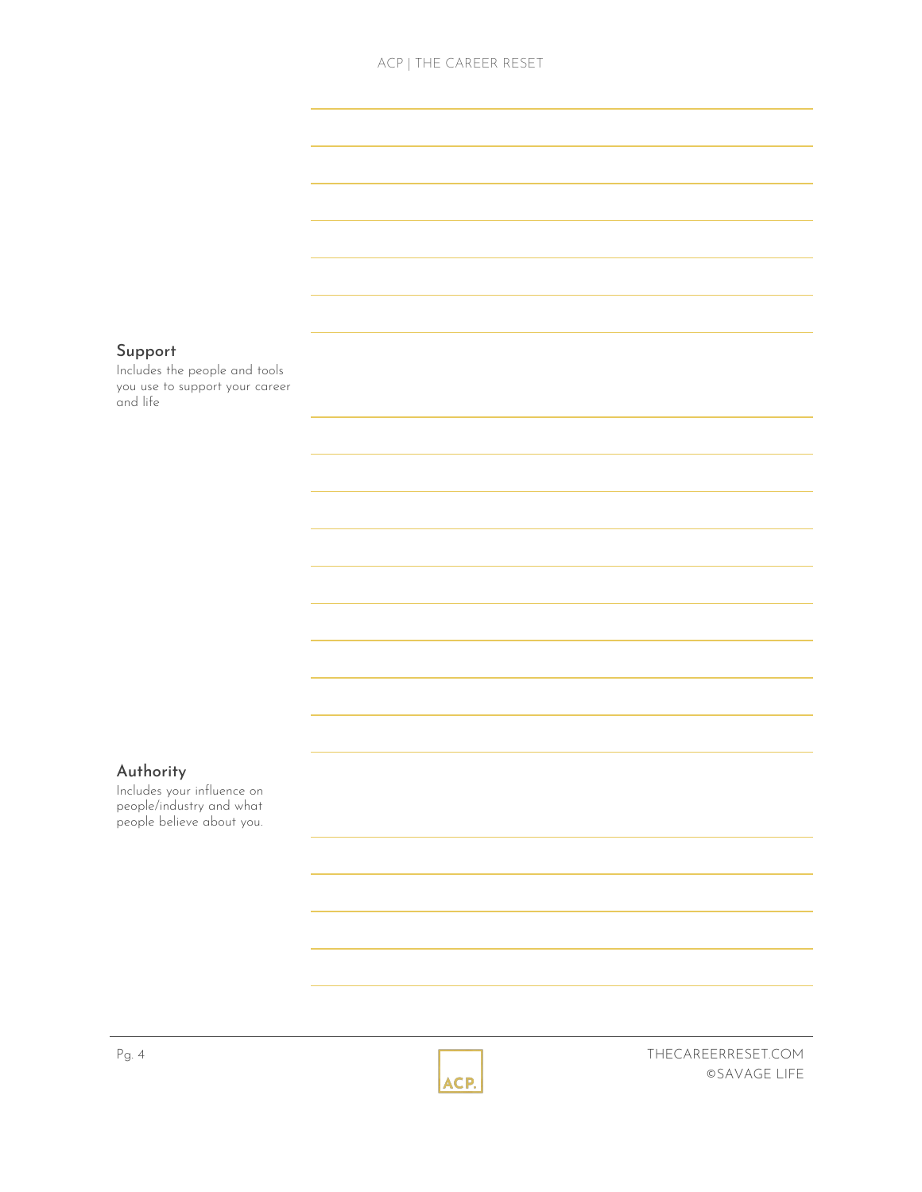### Support

Includes the people and tools you use to support your career and life

### Authority

Includes your influence on people/industry and what people believe about you.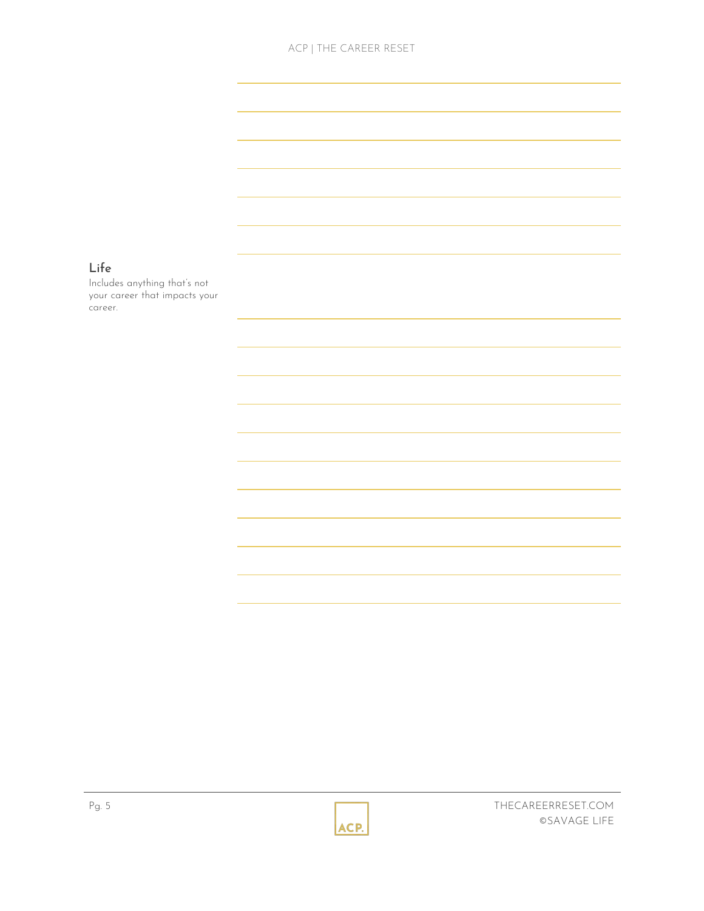### Life

Includes anything that's not your career that impacts your career.